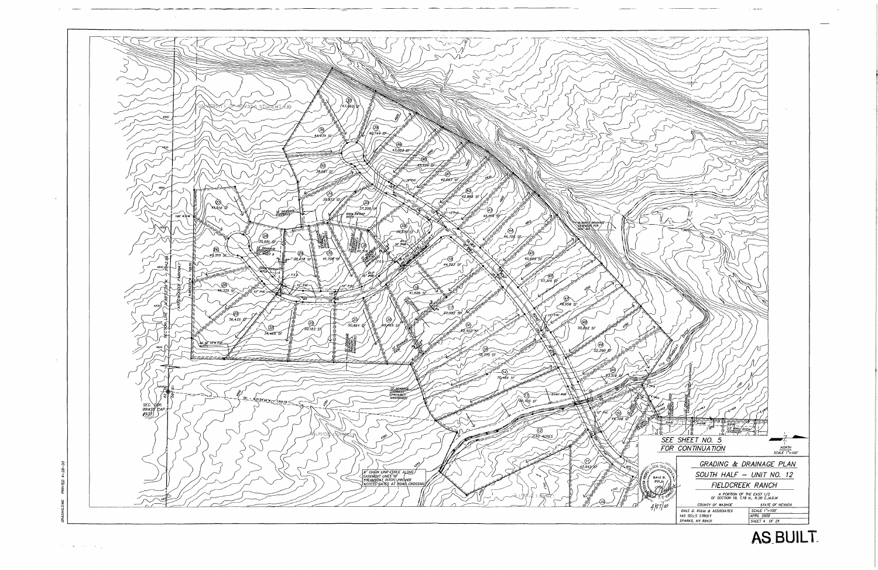SEE SHEET NO. 5
FOR CONTINUATION

NORTH
SCALE 1"=100'

# GRADING & DRAINAGE PLAN

## SOUTH HALF – UNIT NO. 12

## FIELDCREEK RANCH

A PORTION OF THE EAST 1/2
OF SECTION 19, T.18 N., R.20 E.,M.D.M

| COUNTY OF WASHOE | STATE OF NEVADA |
|---|---|
| DALE D. KULM & ASSOCIATES | SCALE 1"=100' |
| 140 SELLS STREET | APRIL 2000 |
| SPARKS, NV 89431 | SHEET 4 OF 25 |

DALE D. KULM

4/27/00

8' CHAIN LINK FENCE ALONG EASEMENT LINES OF STEAMBOAT DITCH. PROVIDE ACCESS GATES AT ROAD CROSSING

UNIVERSITY OF NEVADA STUDENT AID

SEC. COR. BRASS CAP

ARROWCREEK PARKWAY

SECTION LINE

GRADING.DWG PRINTED 4-28-00

AS BUILT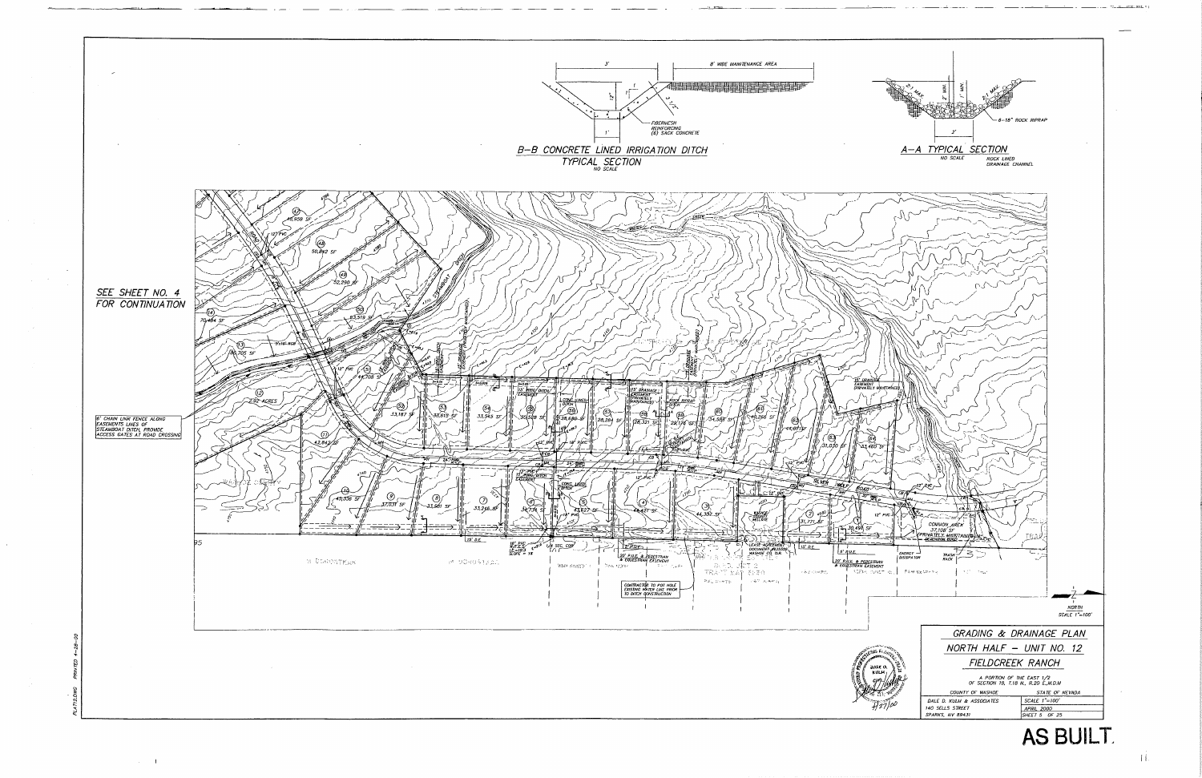# GRADING & DRAINAGE PLAN

## NORTH HALF – UNIT NO. 12

## FIELDCREEK RANCH

A PORTION OF THE EAST 1/2 OF SECTION 18, T.18 N., R.20 E.,M.D.M

COUNTY OF WASHOE | STATE OF NEVADA

DALE D. KULM & ASSOCIATES
140 SELLS STREET
SPARKS, NV 89431

SCALE 1"=100'
APRIL 2000
SHEET 5 OF 25

**AS BUILT.**

---

## B–B CONCRETE LINED IRRIGATION DITCH

### TYPICAL SECTION

NO SCALE

3'

8' WIDE MAINTENANCE AREA

FIBERMESH REINFORCING (6) SACK CONCRETE

1'

## A–A TYPICAL SECTION

NO SCALE

ROCK LINED DRAINAGE CHANNEL

2:1 MAX.

2' MIN.

1' MIN.

2'

6–18" ROCK RIPRAP

---

SEE SHEET NO. 4 FOR CONTINUATION

6' CHAIN LINK FENCE ALONG EASEMENTS LINES OF STEAMBOAT DITCH, PROVIDE ACCESS GATES AT ROAD CROSSING

STEAMBOAT DITCH

15' DRAINAGE EASEMENT (PRIVATELY MAINTAINED)

15' IRRIG. DITCH EASEMENT

CONC. LINED DITCH

ROCK RIPRAP

12" PVC

18" PVC

SILVER WOLF ROAD

COMMON AREA 37,108 SF (PRIVATELY MAINTAINED) DETENTION BASIN

ENERGY DISSIPATOR

TRASH RACK

LEASE AGREEMENT DOCUMENT #2153356 WASHOE CO. D.R.

WASHOE COUNTY WELL SITE

20' P.U.E. & PEDESTRIAN & EQUESTRIAN EASEMENT

15' P.U.E.

1/4 SEC. COR.

CONTRACTOR TO POT HOLE EXISTING WATER LINE PRIOR TO DITCH CONSTRUCTION

NORTH

SCALE 1"=100'

Lots: (47) 40,958 SF; (48) 50,840 SF; (49) 52,290 SF; (50) 63,519 SF; (14) 70,494 SF; (13) 86,705 SF; (51) 44,708 SF; (12) 2.92 ACRES; (52) 33,187 SF; (53) 33,815 SF; (54) 33,545 SF; (55) 35,528 SF; (56) 28,680 SF; (57) 28,384 SF; (58) 28,321 SF; (59) 29,176 SF; (60) 34,565 SF; (61) 40,286 SF; (62) 45,871 SF; (63) 31,030 SF; (64) 33,469 SF; (11) 42,842 SF; (10) 45,336 SF; (9) 37,831 SF; (8) 33,981 SF; (7) 33,246 SF; (6) 34,736 SF; (5) 43,827 SF; (4) 44,421 SF; (3) 44,352 SF; (2) 31,771 SF; (1) 30,499 SF

DALE D. KULM

4/27/00

PLAT2.DWG PRINTED 4–28–00